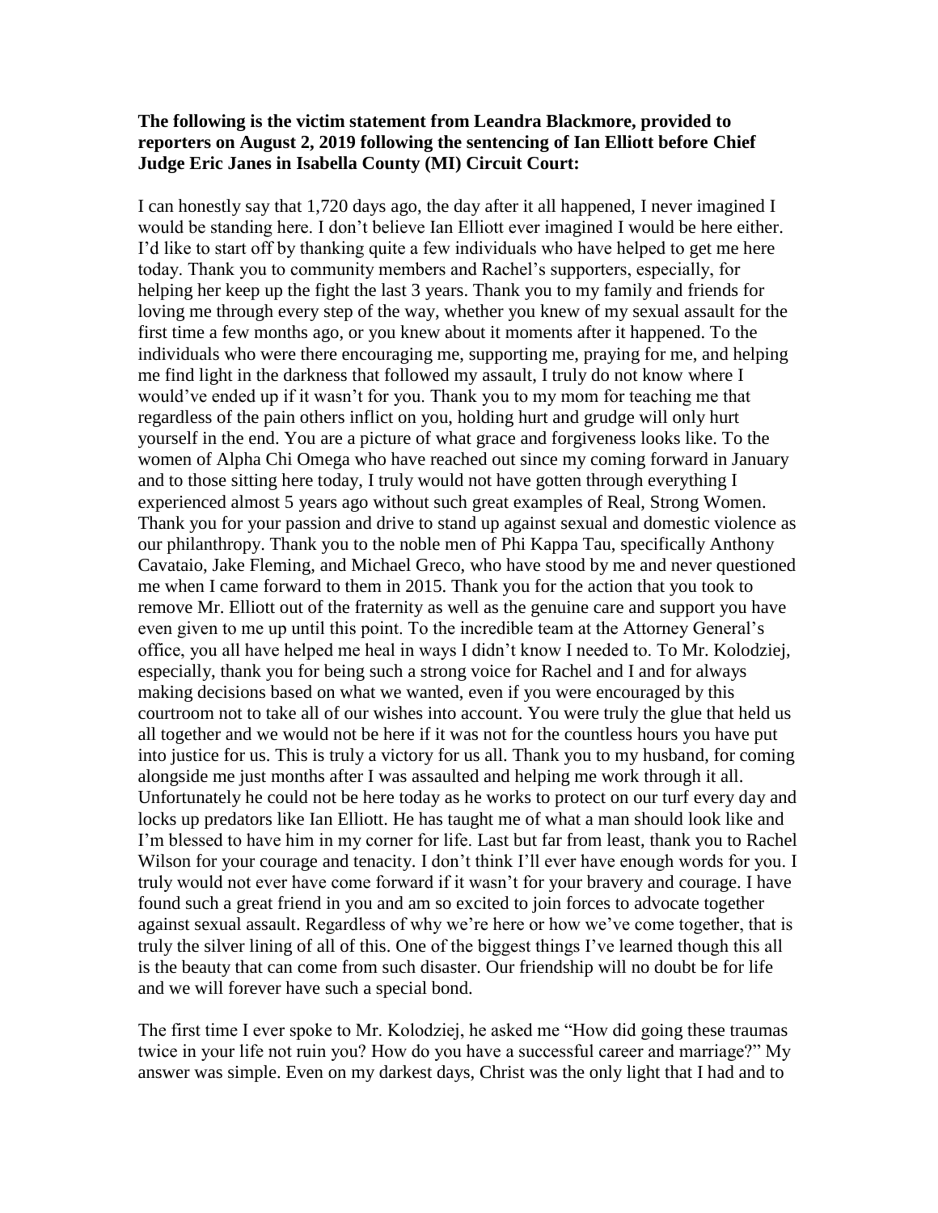**The following is the victim statement from Leandra Blackmore, provided to reporters on August 2, 2019 following the sentencing of Ian Elliott before Chief Judge Eric Janes in Isabella County (MI) Circuit Court:**

I can honestly say that 1,720 days ago, the day after it all happened, I never imagined I would be standing here. I don't believe Ian Elliott ever imagined I would be here either. I'd like to start off by thanking quite a few individuals who have helped to get me here today. Thank you to community members and Rachel's supporters, especially, for helping her keep up the fight the last 3 years. Thank you to my family and friends for loving me through every step of the way, whether you knew of my sexual assault for the first time a few months ago, or you knew about it moments after it happened. To the individuals who were there encouraging me, supporting me, praying for me, and helping me find light in the darkness that followed my assault, I truly do not know where I would've ended up if it wasn't for you. Thank you to my mom for teaching me that regardless of the pain others inflict on you, holding hurt and grudge will only hurt yourself in the end. You are a picture of what grace and forgiveness looks like. To the women of Alpha Chi Omega who have reached out since my coming forward in January and to those sitting here today, I truly would not have gotten through everything I experienced almost 5 years ago without such great examples of Real, Strong Women. Thank you for your passion and drive to stand up against sexual and domestic violence as our philanthropy. Thank you to the noble men of Phi Kappa Tau, specifically Anthony Cavataio, Jake Fleming, and Michael Greco, who have stood by me and never questioned me when I came forward to them in 2015. Thank you for the action that you took to remove Mr. Elliott out of the fraternity as well as the genuine care and support you have even given to me up until this point. To the incredible team at the Attorney General's office, you all have helped me heal in ways I didn't know I needed to. To Mr. Kolodziej, especially, thank you for being such a strong voice for Rachel and I and for always making decisions based on what we wanted, even if you were encouraged by this courtroom not to take all of our wishes into account. You were truly the glue that held us all together and we would not be here if it was not for the countless hours you have put into justice for us. This is truly a victory for us all. Thank you to my husband, for coming alongside me just months after I was assaulted and helping me work through it all. Unfortunately he could not be here today as he works to protect on our turf every day and locks up predators like Ian Elliott. He has taught me of what a man should look like and I'm blessed to have him in my corner for life. Last but far from least, thank you to Rachel Wilson for your courage and tenacity. I don't think I'll ever have enough words for you. I truly would not ever have come forward if it wasn't for your bravery and courage. I have found such a great friend in you and am so excited to join forces to advocate together against sexual assault. Regardless of why we're here or how we've come together, that is truly the silver lining of all of this. One of the biggest things I've learned though this all is the beauty that can come from such disaster. Our friendship will no doubt be for life and we will forever have such a special bond.

The first time I ever spoke to Mr. Kolodziej, he asked me "How did going these traumas twice in your life not ruin you? How do you have a successful career and marriage?" My answer was simple. Even on my darkest days, Christ was the only light that I had and to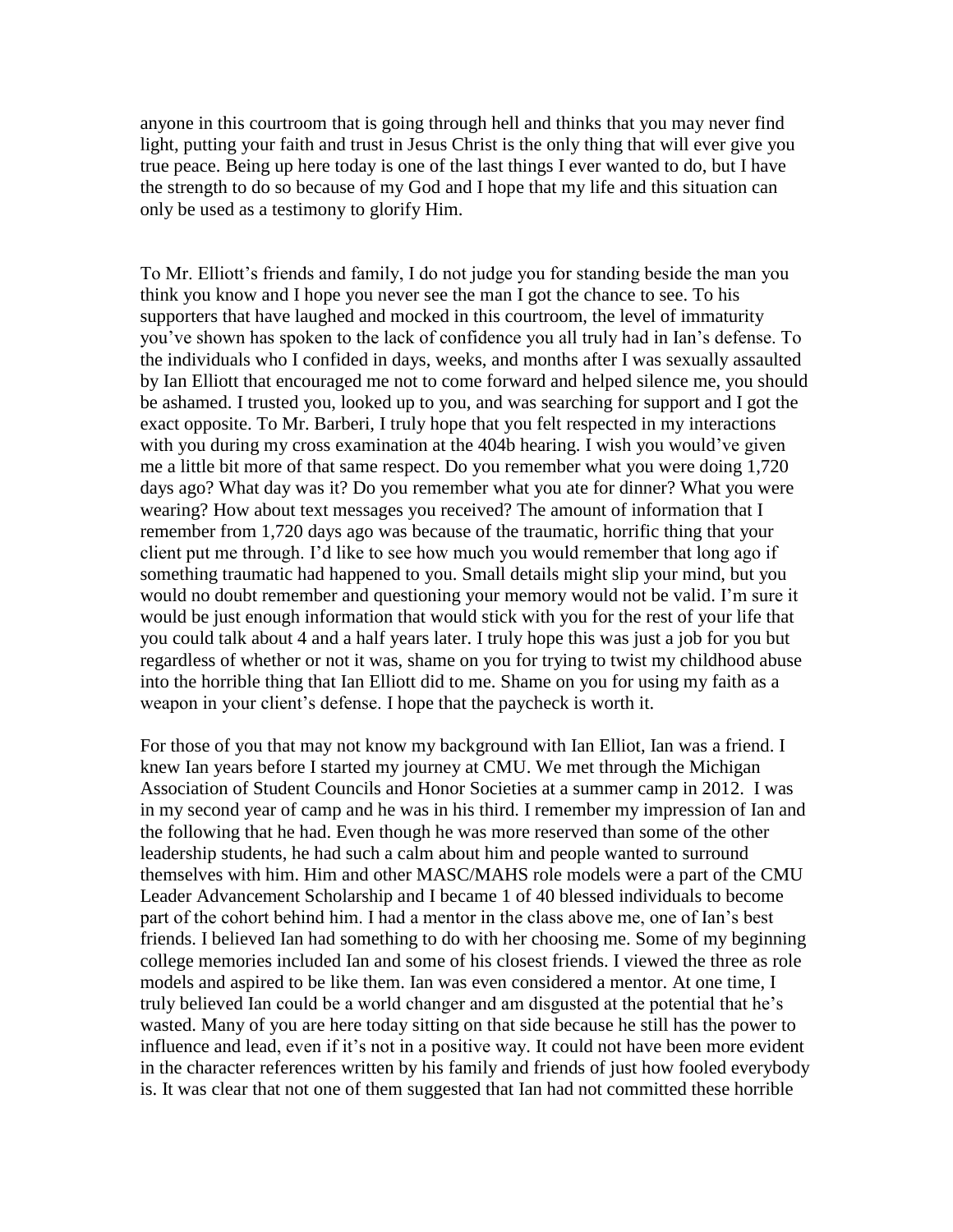anyone in this courtroom that is going through hell and thinks that you may never find light, putting your faith and trust in Jesus Christ is the only thing that will ever give you true peace. Being up here today is one of the last things I ever wanted to do, but I have the strength to do so because of my God and I hope that my life and this situation can only be used as a testimony to glorify Him.

To Mr. Elliott's friends and family, I do not judge you for standing beside the man you think you know and I hope you never see the man I got the chance to see. To his supporters that have laughed and mocked in this courtroom, the level of immaturity you've shown has spoken to the lack of confidence you all truly had in Ian's defense. To the individuals who I confided in days, weeks, and months after I was sexually assaulted by Ian Elliott that encouraged me not to come forward and helped silence me, you should be ashamed. I trusted you, looked up to you, and was searching for support and I got the exact opposite. To Mr. Barberi, I truly hope that you felt respected in my interactions with you during my cross examination at the 404b hearing. I wish you would've given me a little bit more of that same respect. Do you remember what you were doing 1,720 days ago? What day was it? Do you remember what you ate for dinner? What you were wearing? How about text messages you received? The amount of information that I remember from 1,720 days ago was because of the traumatic, horrific thing that your client put me through. I'd like to see how much you would remember that long ago if something traumatic had happened to you. Small details might slip your mind, but you would no doubt remember and questioning your memory would not be valid. I'm sure it would be just enough information that would stick with you for the rest of your life that you could talk about 4 and a half years later. I truly hope this was just a job for you but regardless of whether or not it was, shame on you for trying to twist my childhood abuse into the horrible thing that Ian Elliott did to me. Shame on you for using my faith as a weapon in your client's defense. I hope that the paycheck is worth it.

For those of you that may not know my background with Ian Elliot, Ian was a friend. I knew Ian years before I started my journey at CMU. We met through the Michigan Association of Student Councils and Honor Societies at a summer camp in 2012. I was in my second year of camp and he was in his third. I remember my impression of Ian and the following that he had. Even though he was more reserved than some of the other leadership students, he had such a calm about him and people wanted to surround themselves with him. Him and other MASC/MAHS role models were a part of the CMU Leader Advancement Scholarship and I became 1 of 40 blessed individuals to become part of the cohort behind him. I had a mentor in the class above me, one of Ian's best friends. I believed Ian had something to do with her choosing me. Some of my beginning college memories included Ian and some of his closest friends. I viewed the three as role models and aspired to be like them. Ian was even considered a mentor. At one time, I truly believed Ian could be a world changer and am disgusted at the potential that he's wasted. Many of you are here today sitting on that side because he still has the power to influence and lead, even if it's not in a positive way. It could not have been more evident in the character references written by his family and friends of just how fooled everybody is. It was clear that not one of them suggested that Ian had not committed these horrible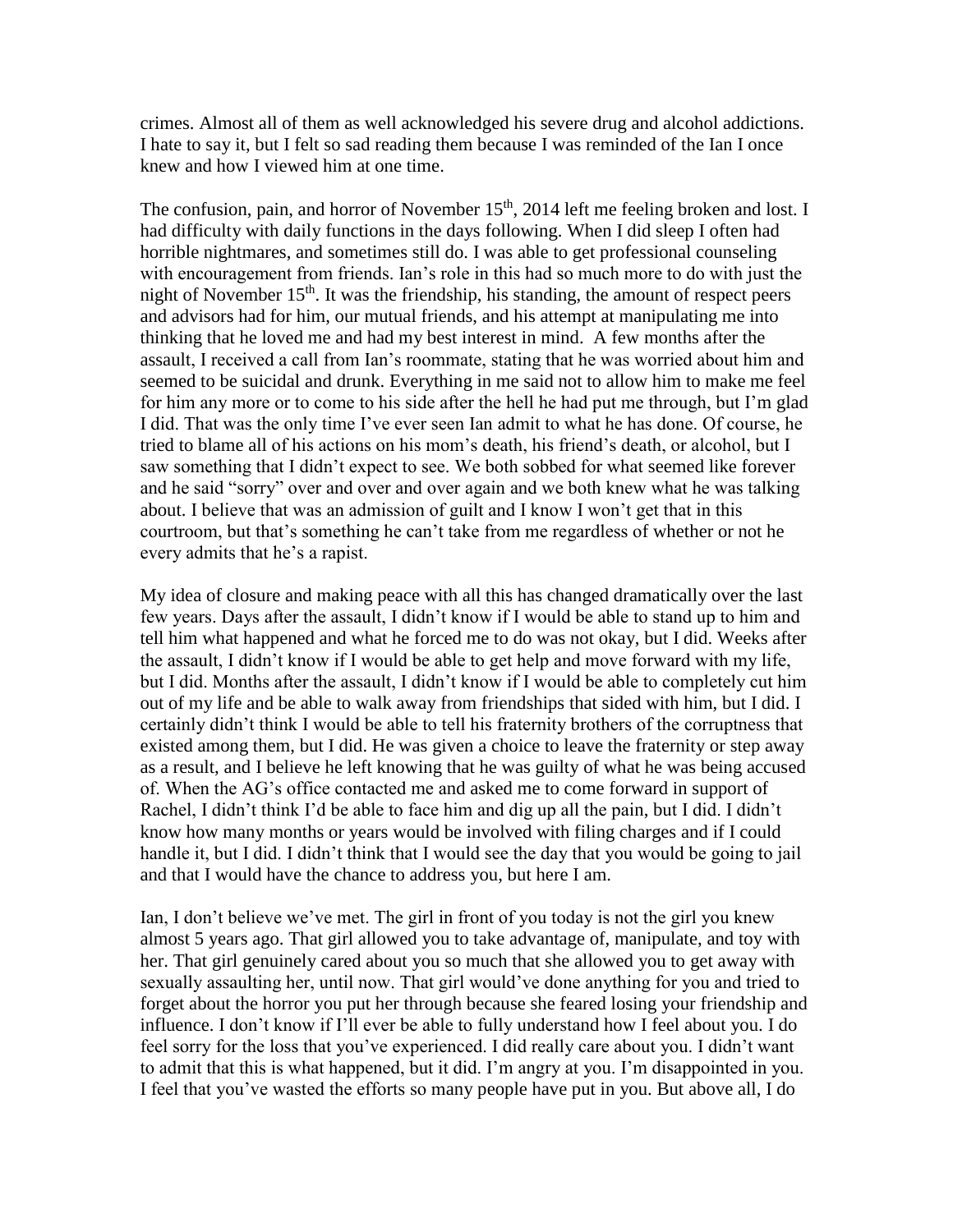crimes. Almost all of them as well acknowledged his severe drug and alcohol addictions. I hate to say it, but I felt so sad reading them because I was reminded of the Ian I once knew and how I viewed him at one time.

The confusion, pain, and horror of November 15th, 2014 left me feeling broken and lost. I had difficulty with daily functions in the days following. When I did sleep I often had horrible nightmares, and sometimes still do. I was able to get professional counseling with encouragement from friends. Ian's role in this had so much more to do with just the night of November 15th. It was the friendship, his standing, the amount of respect peers and advisors had for him, our mutual friends, and his attempt at manipulating me into thinking that he loved me and had my best interest in mind. A few months after the assault, I received a call from Ian's roommate, stating that he was worried about him and seemed to be suicidal and drunk. Everything in me said not to allow him to make me feel for him any more or to come to his side after the hell he had put me through, but I'm glad I did. That was the only time I've ever seen Ian admit to what he has done. Of course, he tried to blame all of his actions on his mom's death, his friend's death, or alcohol, but I saw something that I didn't expect to see. We both sobbed for what seemed like forever and he said "sorry" over and over and over again and we both knew what he was talking about. I believe that was an admission of guilt and I know I won't get that in this courtroom, but that's something he can't take from me regardless of whether or not he every admits that he's a rapist.

My idea of closure and making peace with all this has changed dramatically over the last few years. Days after the assault, I didn't know if I would be able to stand up to him and tell him what happened and what he forced me to do was not okay, but I did. Weeks after the assault, I didn't know if I would be able to get help and move forward with my life, but I did. Months after the assault, I didn't know if I would be able to completely cut him out of my life and be able to walk away from friendships that sided with him, but I did. I certainly didn't think I would be able to tell his fraternity brothers of the corruptness that existed among them, but I did. He was given a choice to leave the fraternity or step away as a result, and I believe he left knowing that he was guilty of what he was being accused of. When the AG's office contacted me and asked me to come forward in support of Rachel, I didn't think I'd be able to face him and dig up all the pain, but I did. I didn't know how many months or years would be involved with filing charges and if I could handle it, but I did. I didn't think that I would see the day that you would be going to jail and that I would have the chance to address you, but here I am.

Ian, I don't believe we've met. The girl in front of you today is not the girl you knew almost 5 years ago. That girl allowed you to take advantage of, manipulate, and toy with her. That girl genuinely cared about you so much that she allowed you to get away with sexually assaulting her, until now. That girl would've done anything for you and tried to forget about the horror you put her through because she feared losing your friendship and influence. I don't know if I'll ever be able to fully understand how I feel about you. I do feel sorry for the loss that you've experienced. I did really care about you. I didn't want to admit that this is what happened, but it did. I'm angry at you. I'm disappointed in you. I feel that you've wasted the efforts so many people have put in you. But above all, I do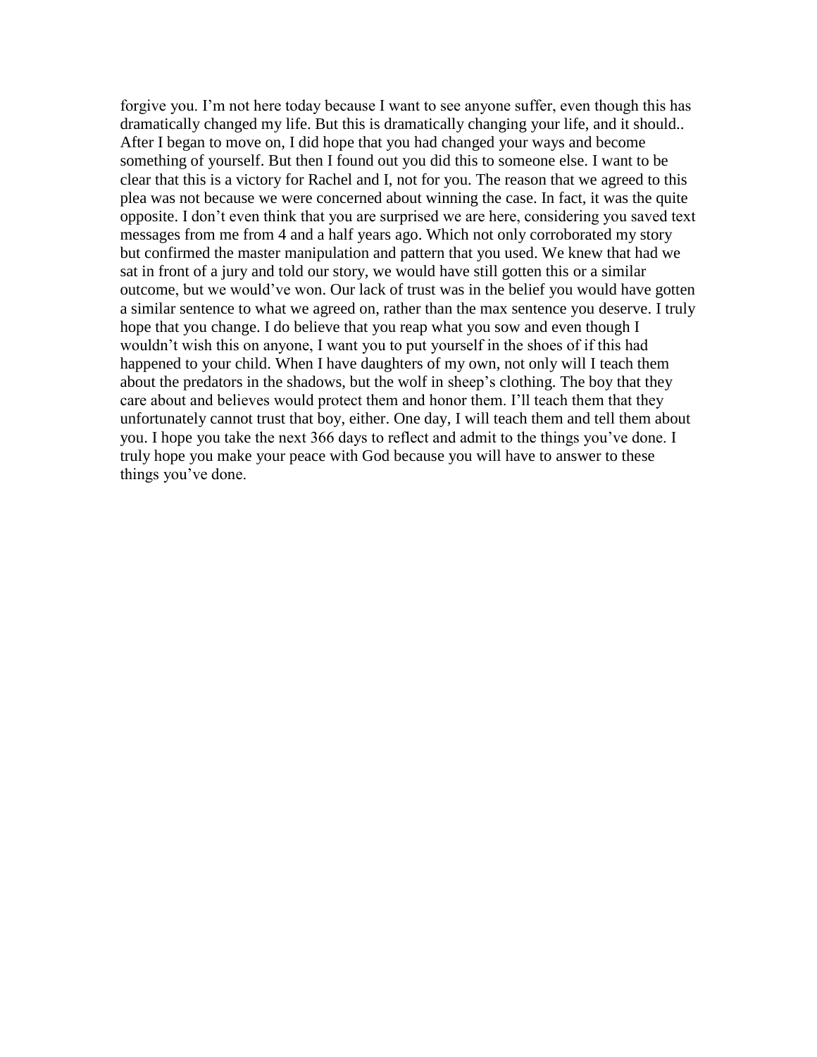forgive you. I'm not here today because I want to see anyone suffer, even though this has dramatically changed my life. But this is dramatically changing your life, and it should.. After I began to move on, I did hope that you had changed your ways and become something of yourself. But then I found out you did this to someone else. I want to be clear that this is a victory for Rachel and I, not for you. The reason that we agreed to this plea was not because we were concerned about winning the case. In fact, it was the quite opposite. I don't even think that you are surprised we are here, considering you saved text messages from me from 4 and a half years ago. Which not only corroborated my story but confirmed the master manipulation and pattern that you used. We knew that had we sat in front of a jury and told our story, we would have still gotten this or a similar outcome, but we would've won. Our lack of trust was in the belief you would have gotten a similar sentence to what we agreed on, rather than the max sentence you deserve. I truly hope that you change. I do believe that you reap what you sow and even though I wouldn't wish this on anyone, I want you to put yourself in the shoes of if this had happened to your child. When I have daughters of my own, not only will I teach them about the predators in the shadows, but the wolf in sheep's clothing. The boy that they care about and believes would protect them and honor them. I'll teach them that they unfortunately cannot trust that boy, either. One day, I will teach them and tell them about you. I hope you take the next 366 days to reflect and admit to the things you've done. I truly hope you make your peace with God because you will have to answer to these things you've done.